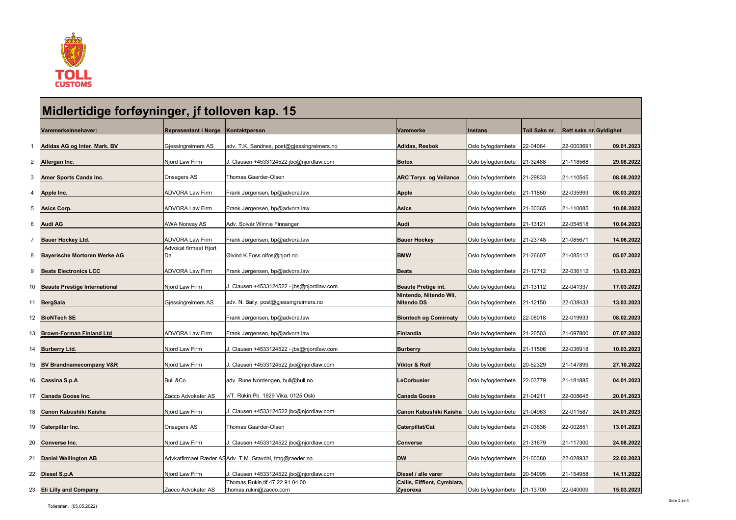# Midlertidige forføyninger, jf tolloven kap. 15

| | Varemerkeinnehaver: | Representant i Norge | Kontaktperson | Varemerke | Instans | Toll Saks nr. | Rett saks nr. | Gyldighet |
|---|---|---|---|---|---|---|---|---|
| 1 | **Adidas AG og Inter. Mark. BV** | Gjessingreimers AS | adv. T.K. Sandnes, post@gjessingreimers.no | **Adidas, Reebok** | Oslo byfogdembete | 22-04064 | 22-0003691 | **09.01.2023** |
| 2 | **Allergan Inc.** | Njord Law Firm | J. Clausen +4533124522 jbc@njordlaw.com | **Botox** | Oslo byfogdembete | 21-32488 | 21-118568 | **29.08.2022** |
| 3 | **Amer Sports Canda Inc.** | Onsagers AS | Thomas Gaarder-Olsen | **ARC´Teryx og Veilance** | Oslo byfogdembete | 21-29833 | 21-110545 | **08.08.2022** |
| 4 | **Apple Inc.** | ADVORA Law Firm | Frank Jørgensen, bp@advora.law | **Apple** | Oslo byfogdembete | 21-11850 | 22-035993 | **08.03.2023** |
| 5 | **Asics Corp.** | ADVORA Law Firm | Frank Jørgensen, bp@advora.law | **Asics** | Oslo byfogdembete | 21-30365 | 21-110085 | **10.08.2022** |
| 6 | **Audi AG** | AWA Norway AS | Adv. Solvår Winnie Finnanger | **Audi** | Oslo byfogdembete | 21-13121 | 22-054518 | **10.04.2023** |
| 7 | **Bauer Hockey Ltd.** | ADVORA Law Firm | Frank Jørgensen, bp@advora.law | **Bauer Hockey** | Oslo byfogdembete | 21-23748 | 21-085671 | **14.06.2022** |
| 8 | **Bayerische Mortoren Werke AG** | Advokat firmaet Hjort Da | Øivind K.Foss oifos@hjort.no | **BMW** | Oslo byfogdembete | 21-26607 | 21-085112 | **05.07.2022** |
| 9 | **Beats Electronics LCC** | ADVORA Law Firm | Frank Jørgensen, bp@advora.law | **Beats** | Oslo byfogdembete | 21-12712 | 22-036112 | **13.03.2023** |
| 10 | **Beaute Prestige International** | Njord Law Firm | J. Clausen +4533124522 - jbs@njordlaw.com | **Beaute Pretige int.** | Oslo byfogdembete | 21-13112 | 22-041337 | **17.03.2023** |
| 11 | **BergSala** | Gjessingreimers AS | adv. N. Baily, post@gjessingreimers.no | **Nintendo, Nitendo Wii, Nitendo DS** | Oslo byfogdembete | 21-12150 | 22-038433 | **13.03.2023** |
| 12 | **BioNTech SE** | | Frank Jørgensen, bp@advora.law | **Biontech og Comirnaty** | Oslo byfogdembete | 22-08018 | 22-019933 | **08.02.2023** |
| 13 | **Brown-Forman Finland Ltd** | ADVORA Law Firm | Frank Jørgensen, bp@advora.law | **Finlandia** | Oslo byfogdembete | 21-26503 | 21-097800 | **07.07.2022** |
| 14 | **Burberry Ltd.** | Njord Law Firm | J. Clausen +4533124522 - jbs@njordlaw.com | **Burberry** | Oslo byfogdembete | 21-11506 | 22-036918 | **10.03.2023** |
| 15 | **BV Brandnamecompany V&R** | Njord Law Firm | J. Clausen +4533124522 jbc@njordlaw.com | **Viktor & Rolf** | Oslo byfogdembete | 20-52329 | 21-147899 | **27.10.2022** |
| 16 | **Cassina S.p.A** | Bull &Co | adv. Rune Nordengen, bull@bull.no | **LeCorbusier** | Oslo byfogdembete | 22-03779 | 21-181885 | **04.01.2023** |
| 17 | **Canada Goose Inc.** | Zacco Advokater AS | v/T. Rukin,Pb. 1929 Vika, 0125 Oslo | **Canada Goose** | Oslo byfogdembete | 21-04211 | 22-008645 | **20.01.2023** |
| 18 | **Canon Kabushiki Kaisha** | Njord Law Firm | J. Clausen +4533124522 jbc@njordlaw.com | **Canon Kabushiki Kaisha** | Oslo byfogdembete | 21-04963 | 22-011587 | **24.01.2023** |
| 19 | **Caterpillar Inc.** | Onsagers AS | Thomas Gaarder-Olsen | **Caterpillat/Cat** | Oslo byfogdembete | 21-03636 | 22-002851 | **13.01.2023** |
| 20 | **Converse Inc.** | Njord Law Firm | J. Clausen +4533124522 jbc@njordlaw.com | **Converse** | Oslo byfogdembete | 21-31679 | 21-117300 | **24.08.2022** |
| 21 | **Daniel Wellington AB** | Advkatfirmaet Ræder AS | Adv. T.M. Gravdal, tmg@raeder.no | **DW** | Oslo byfogdembete | 21-00380 | 22-028932 | **22.02.2023** |
| 22 | **Diesel S.p.A** | Njord Law Firm | J. Clausen +4533124522 jbc@njordlaw.com | **Diesel / alle varer** | Oslo byfogdembete | 20-54095 | 21-154958 | **14.11.2022** |
| 23 | **Eli Lilly and Company** | Zacco Advokater AS | Thomas Rukin,tlf 47 22 91 04 00 thomas.rukin@zacco.com | **Cailis, Eiffient, Cymblata, Zyeorexa** | Oslo byfogdembete | 21-13700 | 22-040009 | **15.03.2023** |

Tolletaten, (05.05.2022)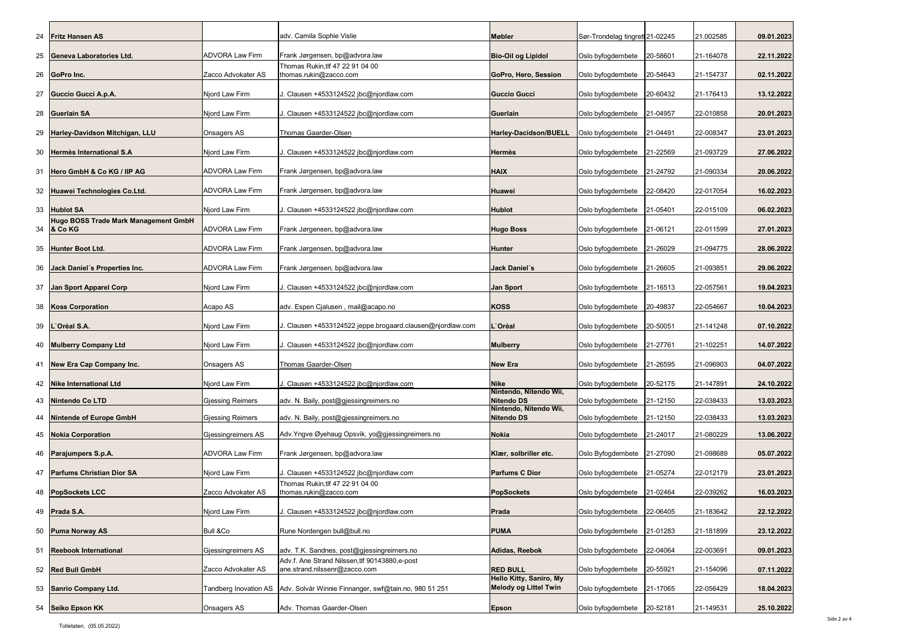| | | | | | | | | |
|---|---|---|---|---|---|---|---|---|
| 24 | **Fritz Hansen AS** | | adv. Camila Sophie Vislie | **Møbler** | Sør-Trondelag tingrett | 21-02245 | 21.002585 | **09.01.2023** |
| 25 | **Geneva Laboratories Ltd.** | ADVORA Law Firm | Frank Jørgensen, bp@advora.law | **Bio-Oil og Lipidol** | Oslo byfogdembete | 20-58601 | 21-164078 | **22.11.2022** |
| 26 | **GoPro Inc.** | Zacco Advokater AS | Thomas Rukin,tlf 47 22 91 04 00 thomas.rukin@zacco.com | **GoPro, Hero, Session** | Oslo byfogdembete | 20-54643 | 21-154737 | **02.11.2022** |
| 27 | **Guccio Gucci A.p.A.** | Njord Law Firm | J. Clausen +4533124522 jbc@njordlaw.com | **Guccio Gucci** | Oslo byfogdembete | 20-60432 | 21-176413 | **13.12.2022** |
| 28 | **Guerlain SA** | Njord Law Firm | J. Clausen +4533124522 jbc@njordlaw.com | **Guerlain** | Oslo byfogdembete | 21-04957 | 22-010858 | **20.01.2023** |
| 29 | **Harley-Davidson Mitchigan, LLU** | Onsagers AS | Thomas Gaarder-Olsen | **Harley-Dacidson/BUELL** | Oslo byfogdembete | 21-04491 | 22-008347 | **23.01.2023** |
| 30 | **Hermès International S.A** | Njord Law Firm | J. Clausen +4533124522 jbc@njordlaw.com | **Hermès** | Oslo byfogdembete | 21-22569 | 21-093729 | **27.06.2022** |
| 31 | **Hero GmbH & Co KG / IIP AG** | ADVORA Law Firm | Frank Jørgensen, bp@advora.law | **HAIX** | Oslo byfogdembete | 21-24792 | 21-090334 | **20.06.2022** |
| 32 | **Huawei Technologies Co.Ltd.** | ADVORA Law Firm | Frank Jørgensen, bp@advora.law | **Huawei** | Oslo byfogdembete | 22-08420 | 22-017054 | **16.02.2023** |
| 33 | **Hublot SA** | Njord Law Firm | J. Clausen +4533124522 jbc@njordlaw.com | **Hublot** | Oslo byfogdembete | 21-05401 | 22-015109 | **06.02.2023** |
| 34 | **Hugo BOSS Trade Mark Management GmbH & Co KG** | ADVORA Law Firm | Frank Jørgensen, bp@advora.law | **Hugo Boss** | Oslo byfogdembete | 21-06121 | 22-011599 | **27.01.2023** |
| 35 | **Hunter Boot Ltd.** | ADVORA Law Firm | Frank Jørgensen, bp@advora.law | **Hunter** | Oslo byfogdembete | 21-26029 | 21-094775 | **28.06.2022** |
| 36 | **Jack Daniel´s Properties Inc.** | ADVORA Law Firm | Frank Jørgensen, bp@advora.law | **Jack Daniel´s** | Oslo byfogdembete | 21-26605 | 21-093851 | **29.06.2022** |
| 37 | **Jan Sport Apparel Corp** | Njord Law Firm | J. Clausen +4533124522 jbc@njordlaw.com | **Jan Sport** | Oslo byfogdembete | 21-16513 | 22-057561 | **19.04.2023** |
| 38 | **Koss Corporation** | Acapo AS | adv. Espen Cjalusen , mail@acapo.no | **KOSS** | Oslo byfogdembete | 20-49837 | 22-054667 | **10.04.2023** |
| 39 | **L`Orèal S.A.** | Njord Law Firm | J. Clausen +4533124522 jeppe.brogaard.clausen@njordlaw.com | **L`Orèal** | Oslo byfogdembete | 20-50051 | 21-141248 | **07.10.2022** |
| 40 | **Mulberry Company Ltd** | Njord Law Firm | J. Clausen +4533124522 jbc@njordlaw.com | **Mulberry** | Oslo byfogdembete | 21-27761 | 21-102251 | **14.07.2022** |
| 41 | **New Era Cap Company Inc.** | Onsagers AS | Thomas Gaarder-Olsen | **New Era** | Oslo byfogdembete | 21-26595 | 21-096903 | **04.07.2022** |
| 42 | **Nike International Ltd** | Njord Law Firm | J. Clausen +4533124522 jbc@njordlaw.com | **Nike** | Oslo byfogdembete | 20-52175 | 21-147891 | **24.10.2022** |
| 43 | **Nintendo Co LTD** | Gjessing Reimers | adv. N. Baily, post@gjessingreimers.no | **Nintendo, Nitendo Wii, Nitendo DS** | Oslo byfogdembete | 21-12150 | 22-038433 | **13.03.2023** |
| 44 | **Nintende of Europe GmbH** | Gjessing Reimers | adv. N. Baily, post@gjessingreimers.no | **Nintendo, Nitendo Wii, Nitendo DS** | Oslo byfogdembete | 21-12150 | 22-038433 | **13.03.2023** |
| 45 | **Nokia Corporation** | Gjessingreimers AS | Adv.Yngve Øyehaug Opsvik, yo@gjessingreimers.no | **Nokia** | Oslo byfogdembete | 21-24017 | 21-080229 | **13.06.2022** |
| 46 | **Parajumpers S.p.A.** | ADVORA Law Firm | Frank Jørgensen, bp@advora.law | **Klær, solbriller etc.** | Oslo Byfogdembete | 21-27090 | 21-098689 | **05.07.2022** |
| 47 | **Parfums Christian Dior SA** | Njord Law Firm | J. Clausen +4533124522 jbc@njordlaw.com | **Parfums C Dior** | Oslo byfogdembete | 21-05274 | 22-012179 | **23.01.2023** |
| 48 | **PopSockets LCC** | Zacco Advokater AS | Thomas Rukin,tlf 47 22 91 04 00 thomas.rukin@zacco.com | **PopSockets** | Oslo byfogdembete | 21-02464 | 22-039262 | **16.03.2023** |
| 49 | **Prada S.A.** | Njord Law Firm | J. Clausen +4533124522 jbc@njordlaw.com | **Prada** | Oslo byfogdembete | 22-06405 | 21-183642 | **22.12.2022** |
| 50 | **Puma Norway AS** | Bull &Co | Rune Nordengen bull@bull.no | **PUMA** | Oslo byfogdembete | 21-01283 | 21-181899 | **23.12.2022** |
| 51 | **Reebook International** | Gjessingreimers AS | adv. T.K. Sandnes, post@gjessingreimers.no | **Adidas, Reebok** | Oslo byfogdembete | 22-04064 | 22-003691 | **09.01.2023** |
| 52 | **Red Bull GmbH** | Zacco Advokater AS | Adv.f. Ane Strand Nilssen,tlf 90143880,e-post ane.strand.nilssenr@zacco.com | **RED BULL** | Oslo byfogdembete | 20-55921 | 21-154096 | **07.11.2022** |
| 53 | **Sanrio Company Ltd.** | Tandberg Inovation AS | Adv. Solvår Winnie Finnanger, swf@tain.no, 980 51 251 | **Hello Kitty, Saniro, My Melody og Littel Twin** | Oslo byfogdembete | 21-17065 | 22-056429 | **18.04.2023** |
| 54 | **Seiko Epson KK** | Onsagers AS | Adv. Thomas Gaarder-Olsen | **Epson** | Oslo byfogdembete | 20-52181 | 21-149531 | **25.10.2022** |

Tolletaten, (05.05.2022)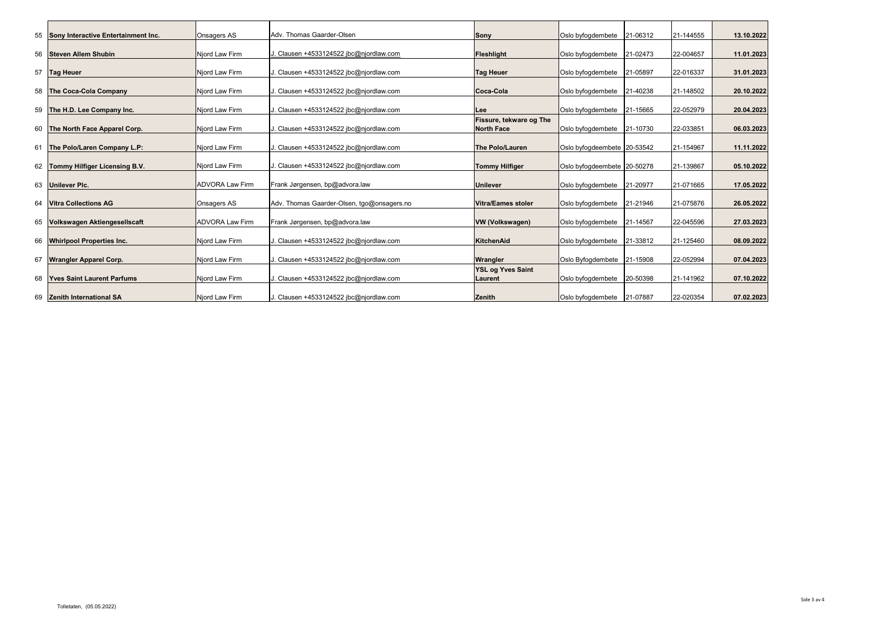| | | | | | | | | |
|---|---|---|---|---|---|---|---|---|
| 55 | **Sony Interactive Entertainment Inc.** | Onsagers AS | Adv. Thomas Gaarder-Olsen | **Sony** | Oslo byfogdembete | 21-06312 | 21-144555 | **13.10.2022** |
| 56 | **Steven Allem Shubin** | Njord Law Firm | J. Clausen +4533124522 jbc@njordlaw.com | **Fleshlight** | Oslo byfogdembete | 21-02473 | 22-004657 | **11.01.2023** |
| 57 | **Tag Heuer** | Njord Law Firm | J. Clausen +4533124522 jbc@njordlaw.com | **Tag Heuer** | Oslo byfogdembete | 21-05897 | 22-016337 | **31.01.2023** |
| 58 | **The Coca-Cola Company** | Njord Law Firm | J. Clausen +4533124522 jbc@njordlaw.com | **Coca-Cola** | Oslo byfogdembete | 21-40238 | 21-148502 | **20.10.2022** |
| 59 | **The H.D. Lee Company Inc.** | Njord Law Firm | J. Clausen +4533124522 jbc@njordlaw.com | **Lee** | Oslo byfogdembete | 21-15665 | 22-052979 | **20.04.2023** |
| 60 | **The North Face Apparel Corp.** | Njord Law Firm | J. Clausen +4533124522 jbc@njordlaw.com | **Fissure, tekware og The North Face** | Oslo byfogdembete | 21-10730 | 22-033851 | **06.03.2023** |
| 61 | **The Polo/Laren Company L.P:** | Njord Law Firm | J. Clausen +4533124522 jbc@njordlaw.com | **The Polo/Lauren** | Oslo byfogdeembete | 20-53542 | 21-154967 | **11.11.2022** |
| 62 | **Tommy Hilfiger Licensing B.V.** | Njord Law Firm | J. Clausen +4533124522 jbc@njordlaw.com | **Tommy Hilfiger** | Oslo byfogdeembete | 20-50278 | 21-139867 | **05.10.2022** |
| 63 | **Unilever Plc.** | ADVORA Law Firm | Frank Jørgensen, bp@advora.law | **Unilever** | Oslo byfogdembete | 21-20977 | 21-071665 | **17.05.2022** |
| 64 | **Vitra Collections AG** | Onsagers AS | Adv. Thomas Gaarder-Olsen, tgo@onsagers.no | **Vitra/Eames stoler** | Oslo byfogdembete | 21-21946 | 21-075876 | **26.05.2022** |
| 65 | **Volkswagen Aktiengesellscaft** | ADVORA Law Firm | Frank Jørgensen, bp@advora.law | **VW (Volkswagen)** | Oslo byfogdembete | 21-14567 | 22-045596 | **27.03.2023** |
| 66 | **Whirlpool Properties Inc.** | Njord Law Firm | J. Clausen +4533124522 jbc@njordlaw.com | **KitchenAid** | Oslo byfogdembete | 21-33812 | 21-125460 | **08.09.2022** |
| 67 | **Wrangler Apparel Corp.** | Njord Law Firm | J. Clausen +4533124522 jbc@njordlaw.com | **Wrangler** | Oslo Byfogdembete | 21-15908 | 22-052994 | **07.04.2023** |
| 68 | **Yves Saint Laurent Parfums** | Njord Law Firm | J. Clausen +4533124522 jbc@njordlaw.com | **YSL og Yves Saint Laurent** | Oslo byfogdembete | 20-50398 | 21-141962 | **07.10.2022** |
| 69 | **Zenith International SA** | Njord Law Firm | J. Clausen +4533124522 jbc@njordlaw.com | **Zenith** | Oslo byfogdembete | 21-07887 | 22-020354 | **07.02.2023** |

Tolletaten, (05.05.2022)